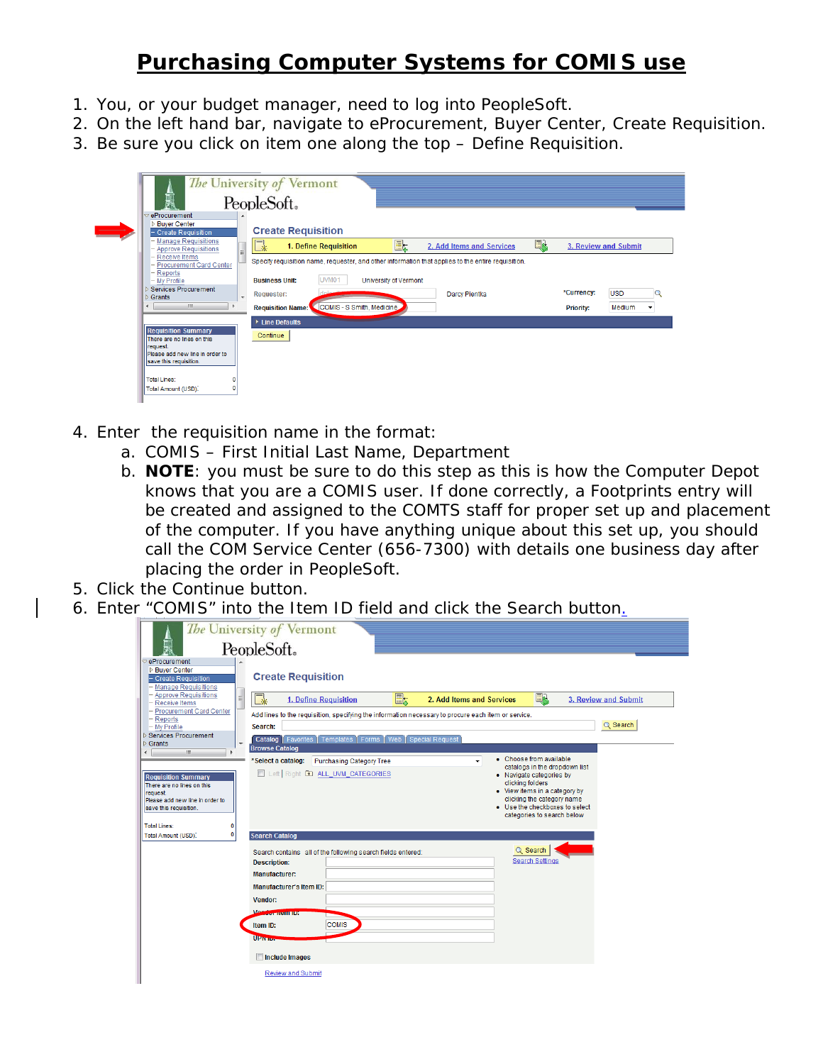# Purchasing Computer Systems for COMIS use

1. You, or your budget manager, need to log into PeopleSoft.
2. On the left hand bar, navigate to eProcurement, Buyer Center, Create Requisition.
3. Be sure you click on item one along the top – Define Requisition.
4. Enter the requisition name in the format:
   a. COMIS – First Initial Last Name, Department
   b. **NOTE**: you must be sure to do this step as this is how the Computer Depot knows that you are a COMIS user. If done correctly, a Footprints entry will be created and assigned to the COMTS staff for proper set up and placement of the computer. If you have anything unique about this set up, you should call the COM Service Center (656-7300) with details one business day after placing the order in PeopleSoft.
5. Click the Continue button.
6. Enter "COMIS" into the Item ID field and click the Search button.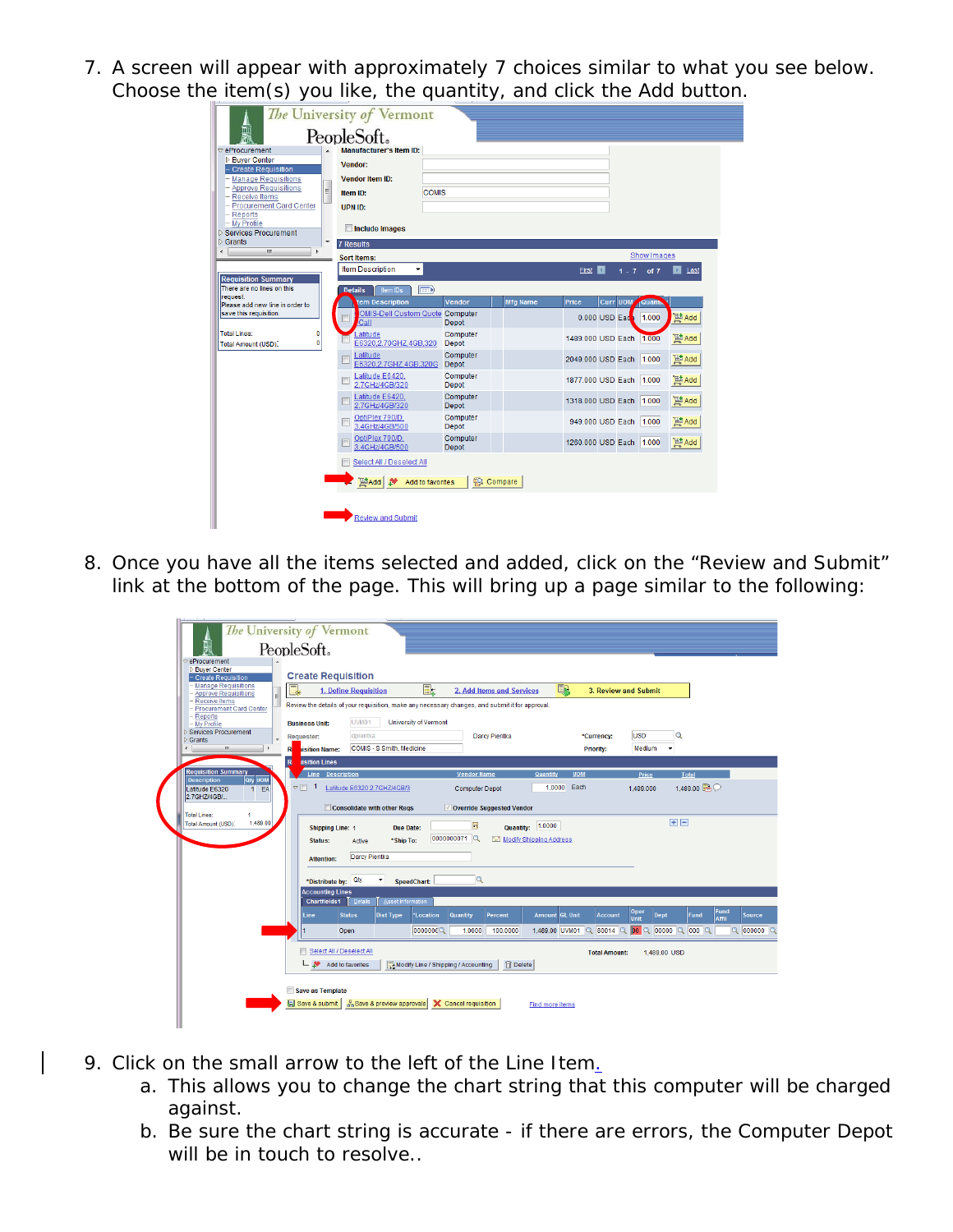7. A screen will appear with approximately 7 choices similar to what you see below. Choose the item(s) you like, the quantity, and click the Add button.

8. Once you have all the items selected and added, click on the “Review and Submit” link at the bottom of the page. This will bring up a page similar to the following:

9. Click on the small arrow to the left of the Line Item.
   a. This allows you to change the chart string that this computer will be charged against.
   b. Be sure the chart string is accurate - if there are errors, the Computer Depot will be in touch to resolve..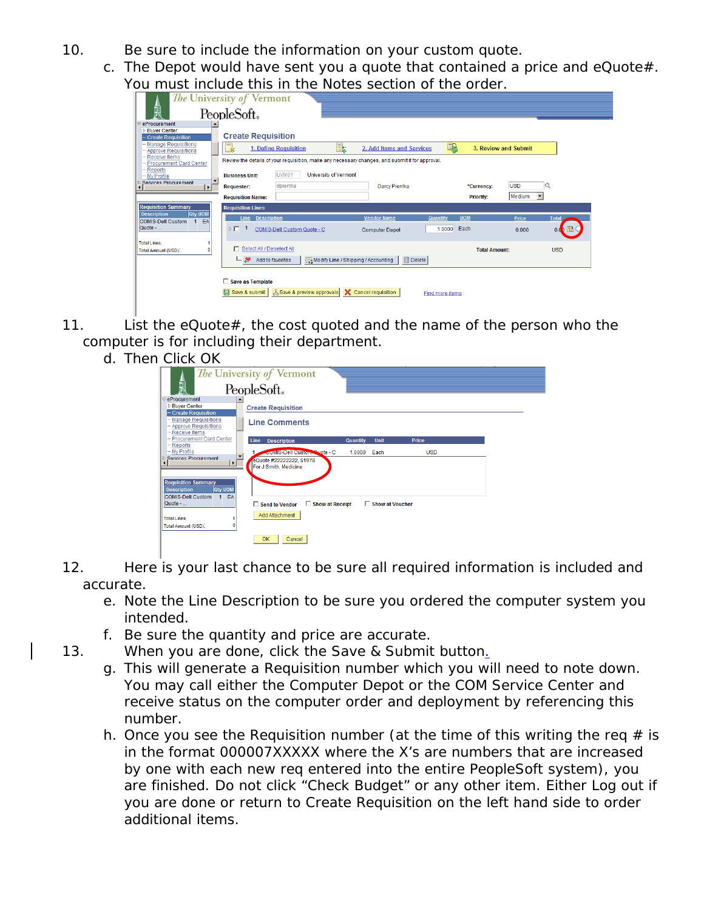10. Be sure to include the information on your custom quote.

    c. The Depot would have sent you a quote that contained a price and eQuote#. You must include this in the Notes section of the order.

11. List the eQuote#, the cost quoted and the name of the person who the computer is for including their department.

    d. Then Click OK

12. Here is your last chance to be sure all required information is included and accurate.

    e. Note the Line Description to be sure you ordered the computer system you intended.

    f. Be sure the quantity and price are accurate.

13. When you are done, click the Save & Submit button.

    g. This will generate a Requisition number which you will need to note down. You may call either the Computer Depot or the COM Service Center and receive status on the computer order and deployment by referencing this number.

    h. Once you see the Requisition number (at the time of this writing the req # is in the format 000007XXXXX where the X's are numbers that are increased by one with each new req entered into the entire PeopleSoft system), you are finished. Do not click "Check Budget" or any other item. Either Log out if you are done or return to Create Requisition on the left hand side to order additional items.